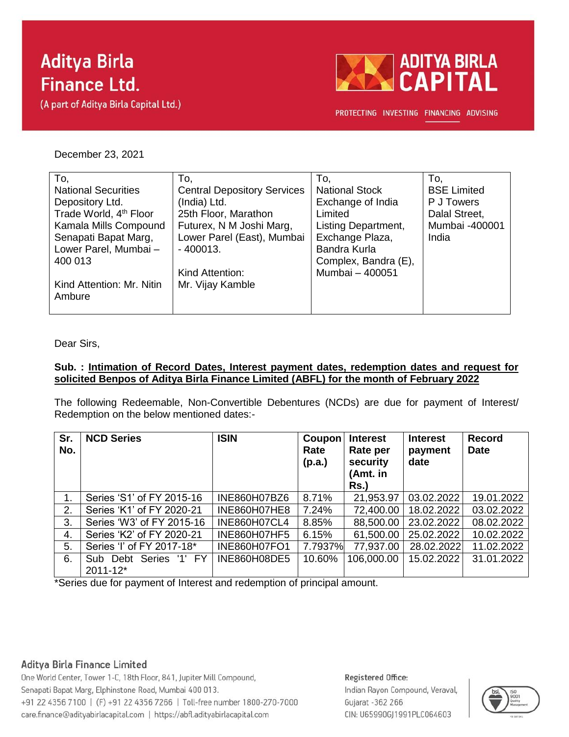**Aditya Birla Finance Ltd.**
(A part of Aditya Birla Capital Ltd.)

**ADITYA BIRLA CAPITAL**

PROTECTING INVESTING FINANCING ADVISING

December 23, 2021

| To, National Securities Depository Ltd. Trade World, 4th Floor Kamala Mills Compound Senapati Bapat Marg, Lower Parel, Mumbai – 400 013 Kind Attention: Mr. Nitin Ambure | To, Central Depository Services (India) Ltd. 25th Floor, Marathon Futurex, N M Joshi Marg, Lower Parel (East), Mumbai - 400013. Kind Attention: Mr. Vijay Kamble | To, National Stock Exchange of India Limited Listing Department, Exchange Plaza, Bandra Kurla Complex, Bandra (E), Mumbai – 400051 | To, BSE Limited P J Towers Dalal Street, Mumbai -400001 India |
|---|---|---|---|

Dear Sirs,

**Sub. : Intimation of Record Dates, Interest payment dates, redemption dates and request for solicited Benpos of Aditya Birla Finance Limited (ABFL) for the month of February 2022**

The following Redeemable, Non-Convertible Debentures (NCDs) are due for payment of Interest/ Redemption on the below mentioned dates:-

| Sr. No. | NCD Series | ISIN | Coupon Rate (p.a.) | Interest Rate per security (Amt. in Rs.) | Interest payment date | Record Date |
|---|---|---|---|---|---|---|
| 1. | Series 'S1' of FY 2015-16 | INE860H07BZ6 | 8.71% | 21,953.97 | 03.02.2022 | 19.01.2022 |
| 2. | Series 'K1' of FY 2020-21 | INE860H07HE8 | 7.24% | 72,400.00 | 18.02.2022 | 03.02.2022 |
| 3. | Series 'W3' of FY 2015-16 | INE860H07CL4 | 8.85% | 88,500.00 | 23.02.2022 | 08.02.2022 |
| 4. | Series 'K2' of FY 2020-21 | INE860H07HF5 | 6.15% | 61,500.00 | 25.02.2022 | 10.02.2022 |
| 5. | Series 'I' of FY 2017-18* | INE860H07FO1 | 7.7937% | 77,937.00 | 28.02.2022 | 11.02.2022 |
| 6. | Sub Debt Series '1' FY 2011-12* | INE860H08DE5 | 10.60% | 106,000.00 | 15.02.2022 | 31.01.2022 |

*Series due for payment of Interest and redemption of principal amount.

**Aditya Birla Finance Limited**
One World Center, Tower 1-C, 18th Floor, 841, Jupiter Mill Compound,
Senapati Bapat Marg, Elphinstone Road, Mumbai 400 013.
+91 22 4356 7100 | (F) +91 22 4356 7266 | Toll-free number 1800-270-7000
care.finance@adityabirlacapital.com | https://abfl.adityabirlacapital.com

**Registered Office:**
Indian Rayon Compound, Veraval,
Gujarat -362 266
CIN: U65990GJ1991PLC064603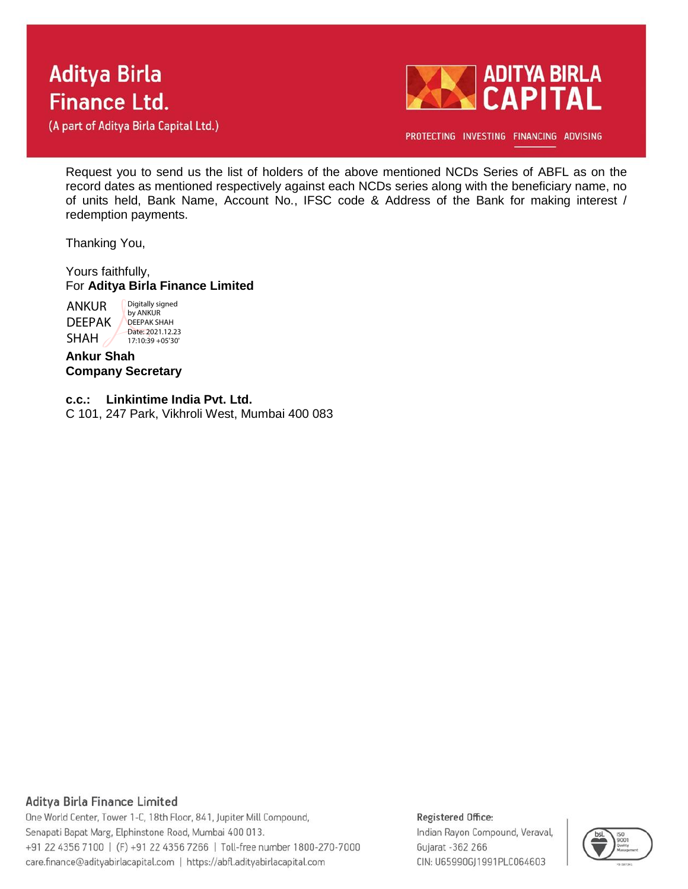Request you to send us the list of holders of the above mentioned NCDs Series of ABFL as on the record dates as mentioned respectively against each NCDs series along with the beneficiary name, no of units held, Bank Name, Account No., IFSC code & Address of the Bank for making interest / redemption payments.

Thanking You,

Yours faithfully,
For **Aditya Birla Finance Limited**

ANKUR DEEPAK SHAH — Digitally signed by ANKUR DEEPAK SHAH Date: 2021.12.23 17:10:39 +05'30'

**Ankur Shah**
**Company Secretary**

**c.c.: Linkintime India Pvt. Ltd.**
C 101, 247 Park, Vikhroli West, Mumbai 400 083